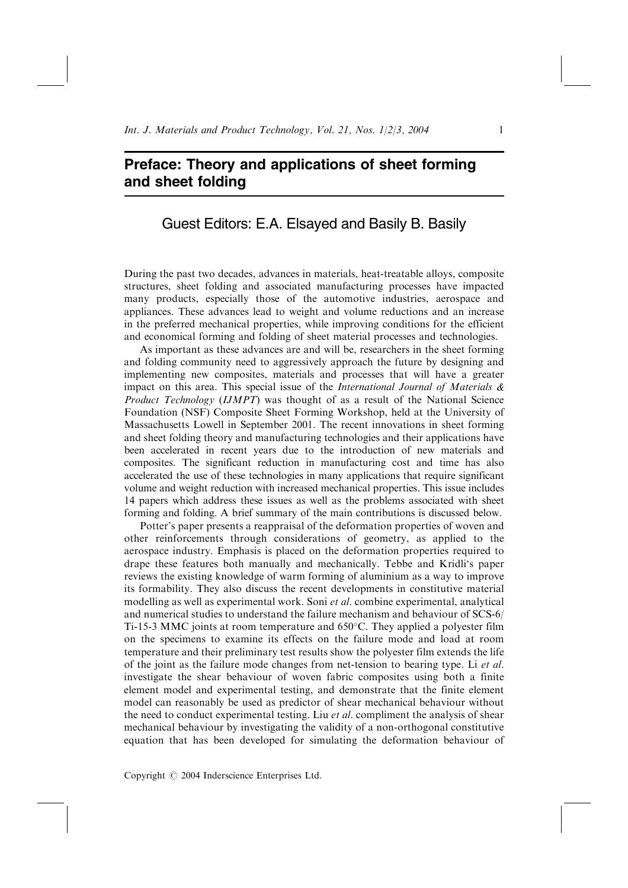# Preface: Theory and applications of sheet forming and sheet folding

## Guest Editors: E.A. Elsayed and Basily B. Basily

During the past two decades, advances in materials, heat-treatable alloys, composite structures, sheet folding and associated manufacturing processes have impacted many products, especially those of the automotive industries, aerospace and appliances. These advances lead to weight and volume reductions and an increase in the preferred mechanical properties, while improving conditions for the efficient and economical forming and folding of sheet material processes and technologies.

As important as these advances are and will be, researchers in the sheet forming and folding community need to aggressively approach the future by designing and implementing new composites, materials and processes that will have a greater impact on this area. This special issue of the *International Journal of Materials & Product Technology* (*IJMPT*) was thought of as a result of the National Science Foundation (NSF) Composite Sheet Forming Workshop, held at the University of Massachusetts Lowell in September 2001. The recent innovations in sheet forming and sheet folding theory and manufacturing technologies and their applications have been accelerated in recent years due to the introduction of new materials and composites. The significant reduction in manufacturing cost and time has also accelerated the use of these technologies in many applications that require significant volume and weight reduction with increased mechanical properties. This issue includes 14 papers which address these issues as well as the problems associated with sheet forming and folding. A brief summary of the main contributions is discussed below.

Potter's paper presents a reappraisal of the deformation properties of woven and other reinforcements through considerations of geometry, as applied to the aerospace industry. Emphasis is placed on the deformation properties required to drape these features both manually and mechanically. Tebbe and Kridli's paper reviews the existing knowledge of warm forming of aluminium as a way to improve its formability. They also discuss the recent developments in constitutive material modelling as well as experimental work. Soni *et al.* combine experimental, analytical and numerical studies to understand the failure mechanism and behaviour of SCS-6/Ti-15-3 MMC joints at room temperature and 650°C. They applied a polyester film on the specimens to examine its effects on the failure mode and load at room temperature and their preliminary test results show the polyester film extends the life of the joint as the failure mode changes from net-tension to bearing type. Li *et al.* investigate the shear behaviour of woven fabric composites using both a finite element model and experimental testing, and demonstrate that the finite element model can reasonably be used as predictor of shear mechanical behaviour without the need to conduct experimental testing. Liu *et al.* compliment the analysis of shear mechanical behaviour by investigating the validity of a non-orthogonal constitutive equation that has been developed for simulating the deformation behaviour of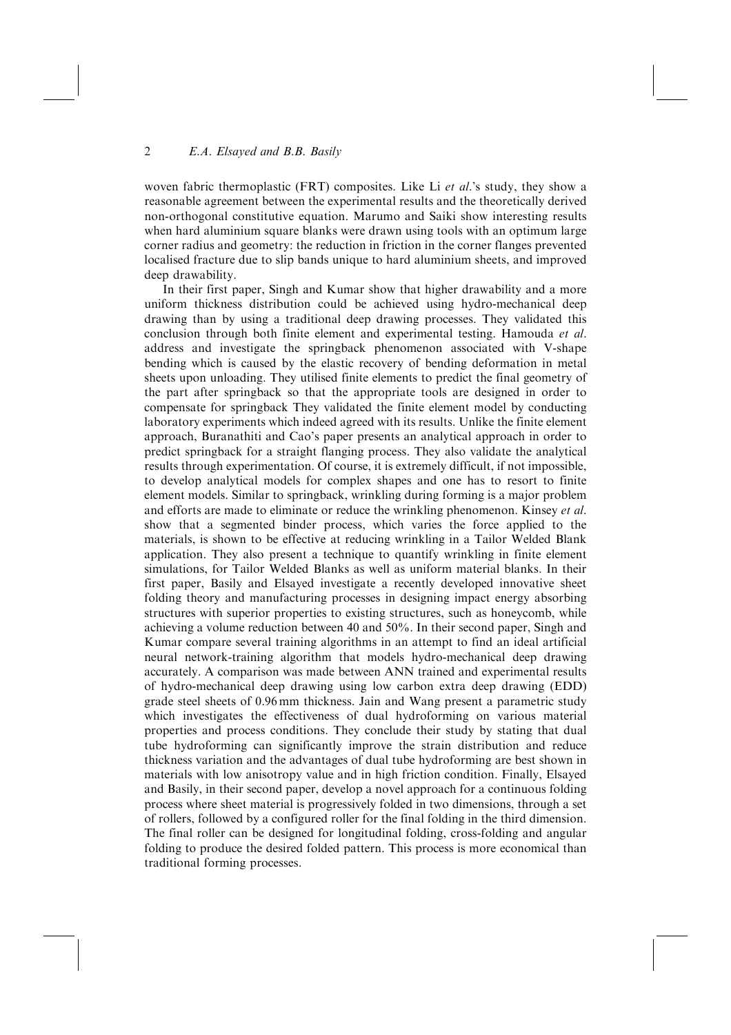woven fabric thermoplastic (FRT) composites. Like Li *et al*.'s study, they show a reasonable agreement between the experimental results and the theoretically derived non-orthogonal constitutive equation. Marumo and Saiki show interesting results when hard aluminium square blanks were drawn using tools with an optimum large corner radius and geometry: the reduction in friction in the corner flanges prevented localised fracture due to slip bands unique to hard aluminium sheets, and improved deep drawability.

In their first paper, Singh and Kumar show that higher drawability and a more uniform thickness distribution could be achieved using hydro-mechanical deep drawing than by using a traditional deep drawing processes. They validated this conclusion through both finite element and experimental testing. Hamouda *et al*. address and investigate the springback phenomenon associated with V-shape bending which is caused by the elastic recovery of bending deformation in metal sheets upon unloading. They utilised finite elements to predict the final geometry of the part after springback so that the appropriate tools are designed in order to compensate for springback They validated the finite element model by conducting laboratory experiments which indeed agreed with its results. Unlike the finite element approach, Buranathiti and Cao's paper presents an analytical approach in order to predict springback for a straight flanging process. They also validate the analytical results through experimentation. Of course, it is extremely difficult, if not impossible, to develop analytical models for complex shapes and one has to resort to finite element models. Similar to springback, wrinkling during forming is a major problem and efforts are made to eliminate or reduce the wrinkling phenomenon. Kinsey *et al*. show that a segmented binder process, which varies the force applied to the materials, is shown to be effective at reducing wrinkling in a Tailor Welded Blank application. They also present a technique to quantify wrinkling in finite element simulations, for Tailor Welded Blanks as well as uniform material blanks. In their first paper, Basily and Elsayed investigate a recently developed innovative sheet folding theory and manufacturing processes in designing impact energy absorbing structures with superior properties to existing structures, such as honeycomb, while achieving a volume reduction between 40 and 50%. In their second paper, Singh and Kumar compare several training algorithms in an attempt to find an ideal artificial neural network-training algorithm that models hydro-mechanical deep drawing accurately. A comparison was made between ANN trained and experimental results of hydro-mechanical deep drawing using low carbon extra deep drawing (EDD) grade steel sheets of 0.96 mm thickness. Jain and Wang present a parametric study which investigates the effectiveness of dual hydroforming on various material properties and process conditions. They conclude their study by stating that dual tube hydroforming can significantly improve the strain distribution and reduce thickness variation and the advantages of dual tube hydroforming are best shown in materials with low anisotropy value and in high friction condition. Finally, Elsayed and Basily, in their second paper, develop a novel approach for a continuous folding process where sheet material is progressively folded in two dimensions, through a set of rollers, followed by a configured roller for the final folding in the third dimension. The final roller can be designed for longitudinal folding, cross-folding and angular folding to produce the desired folded pattern. This process is more economical than traditional forming processes.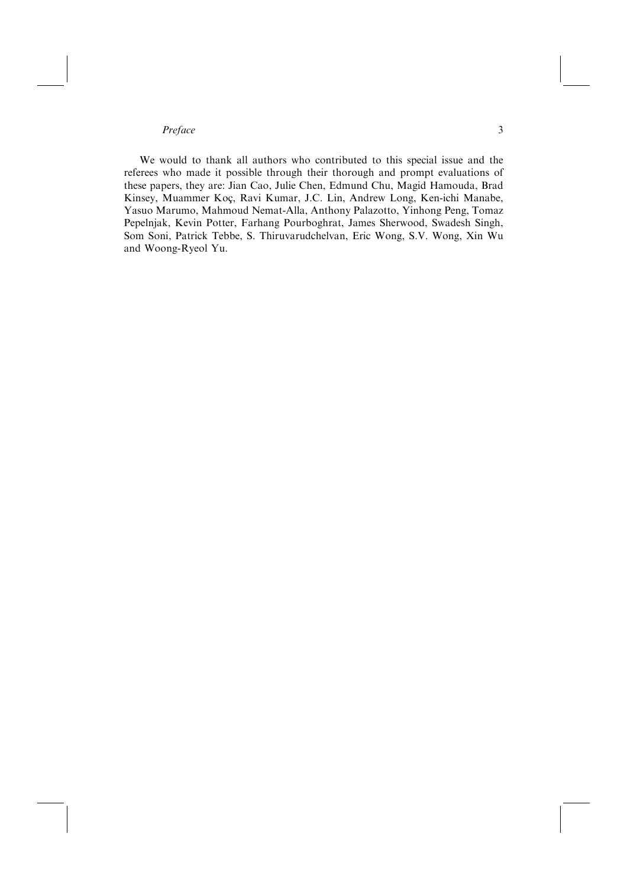We would to thank all authors who contributed to this special issue and the referees who made it possible through their thorough and prompt evaluations of these papers, they are: Jian Cao, Julie Chen, Edmund Chu, Magid Hamouda, Brad Kinsey, Muammer Koç, Ravi Kumar, J.C. Lin, Andrew Long, Ken-ichi Manabe, Yasuo Marumo, Mahmoud Nemat-Alla, Anthony Palazotto, Yinhong Peng, Tomaz Pepelnjak, Kevin Potter, Farhang Pourboghrat, James Sherwood, Swadesh Singh, Som Soni, Patrick Tebbe, S. Thiruvarudchelvan, Eric Wong, S.V. Wong, Xin Wu and Woong-Ryeol Yu.